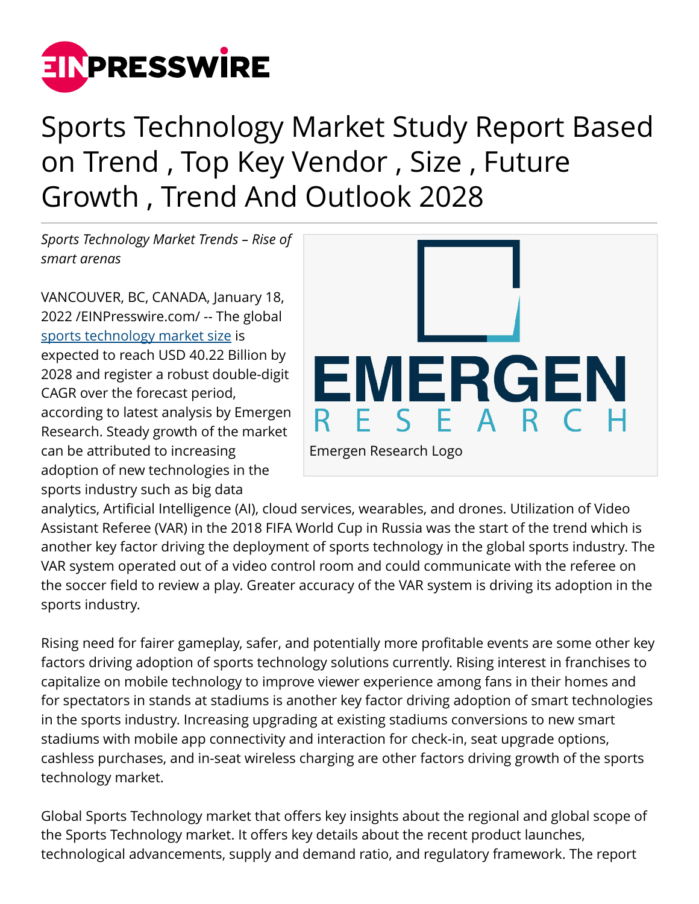# Sports Technology Market Study Report Based on Trend , Top Key Vendor , Size , Future Growth , Trend And Outlook 2028

*Sports Technology Market Trends – Rise of smart arenas*

Emergen Research Logo

VANCOUVER, BC, CANADA, January 18, 2022 /EINPresswire.com/ -- The global [sports technology market size](sports technology market size) is expected to reach USD 40.22 Billion by 2028 and register a robust double-digit CAGR over the forecast period, according to latest analysis by Emergen Research. Steady growth of the market can be attributed to increasing adoption of new technologies in the sports industry such as big data analytics, Artificial Intelligence (AI), cloud services, wearables, and drones. Utilization of Video Assistant Referee (VAR) in the 2018 FIFA World Cup in Russia was the start of the trend which is another key factor driving the deployment of sports technology in the global sports industry. The VAR system operated out of a video control room and could communicate with the referee on the soccer field to review a play. Greater accuracy of the VAR system is driving its adoption in the sports industry.

Rising need for fairer gameplay, safer, and potentially more profitable events are some other key factors driving adoption of sports technology solutions currently. Rising interest in franchises to capitalize on mobile technology to improve viewer experience among fans in their homes and for spectators in stands at stadiums is another key factor driving adoption of smart technologies in the sports industry. Increasing upgrading at existing stadiums conversions to new smart stadiums with mobile app connectivity and interaction for check-in, seat upgrade options, cashless purchases, and in-seat wireless charging are other factors driving growth of the sports technology market.

Global Sports Technology market that offers key insights about the regional and global scope of the Sports Technology market. It offers key details about the recent product launches, technological advancements, supply and demand ratio, and regulatory framework. The report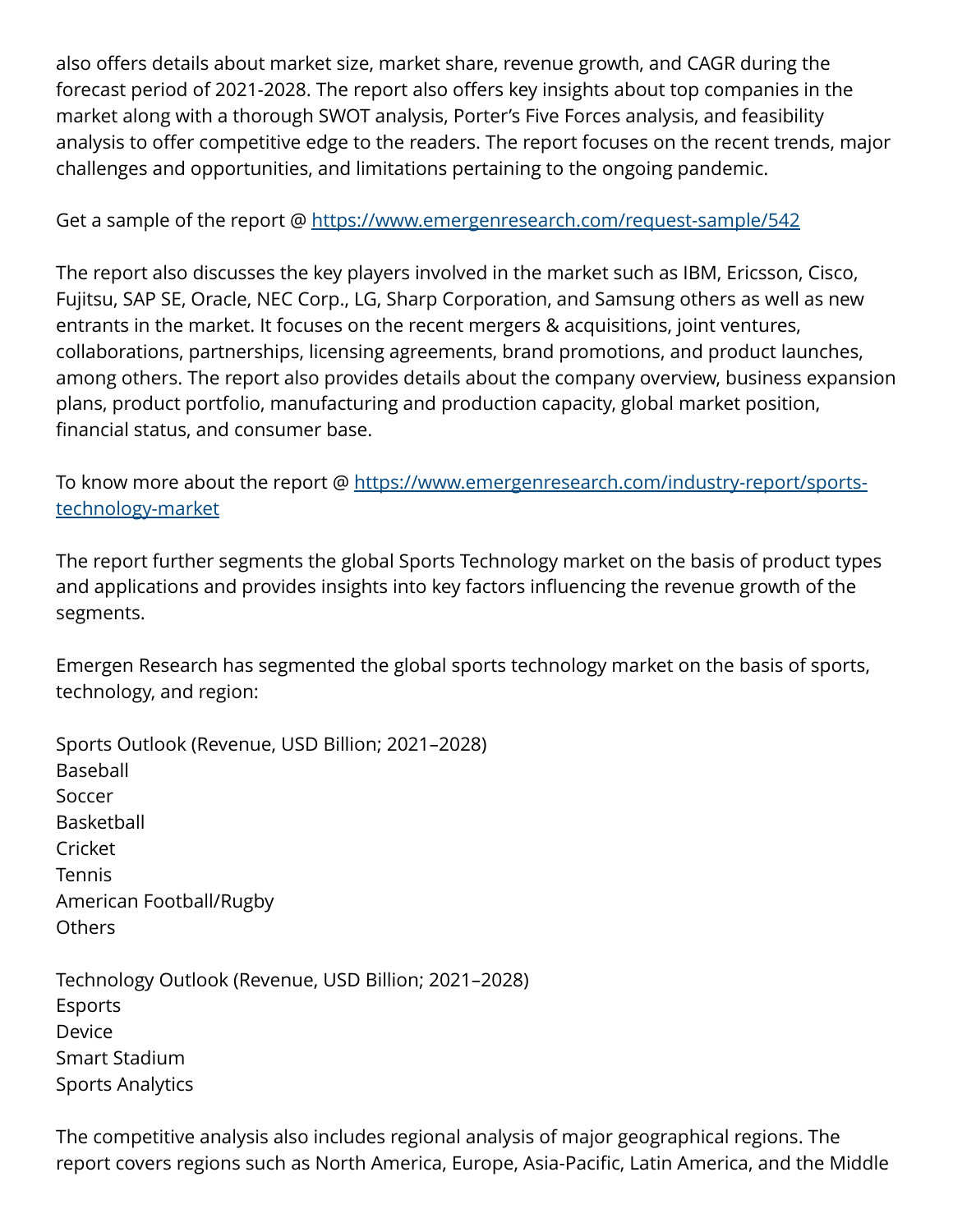also offers details about market size, market share, revenue growth, and CAGR during the forecast period of 2021-2028. The report also offers key insights about top companies in the market along with a thorough SWOT analysis, Porter's Five Forces analysis, and feasibility analysis to offer competitive edge to the readers. The report focuses on the recent trends, major challenges and opportunities, and limitations pertaining to the ongoing pandemic.

Get a sample of the report @ https://www.emergenresearch.com/request-sample/542

The report also discusses the key players involved in the market such as IBM, Ericsson, Cisco, Fujitsu, SAP SE, Oracle, NEC Corp., LG, Sharp Corporation, and Samsung others as well as new entrants in the market. It focuses on the recent mergers & acquisitions, joint ventures, collaborations, partnerships, licensing agreements, brand promotions, and product launches, among others. The report also provides details about the company overview, business expansion plans, product portfolio, manufacturing and production capacity, global market position, financial status, and consumer base.

To know more about the report @ https://www.emergenresearch.com/industry-report/sports-technology-market

The report further segments the global Sports Technology market on the basis of product types and applications and provides insights into key factors influencing the revenue growth of the segments.

Emergen Research has segmented the global sports technology market on the basis of sports, technology, and region:

Sports Outlook (Revenue, USD Billion; 2021–2028)
Baseball
Soccer
Basketball
Cricket
Tennis
American Football/Rugby
Others

Technology Outlook (Revenue, USD Billion; 2021–2028)
Esports
Device
Smart Stadium
Sports Analytics

The competitive analysis also includes regional analysis of major geographical regions. The report covers regions such as North America, Europe, Asia-Pacific, Latin America, and the Middle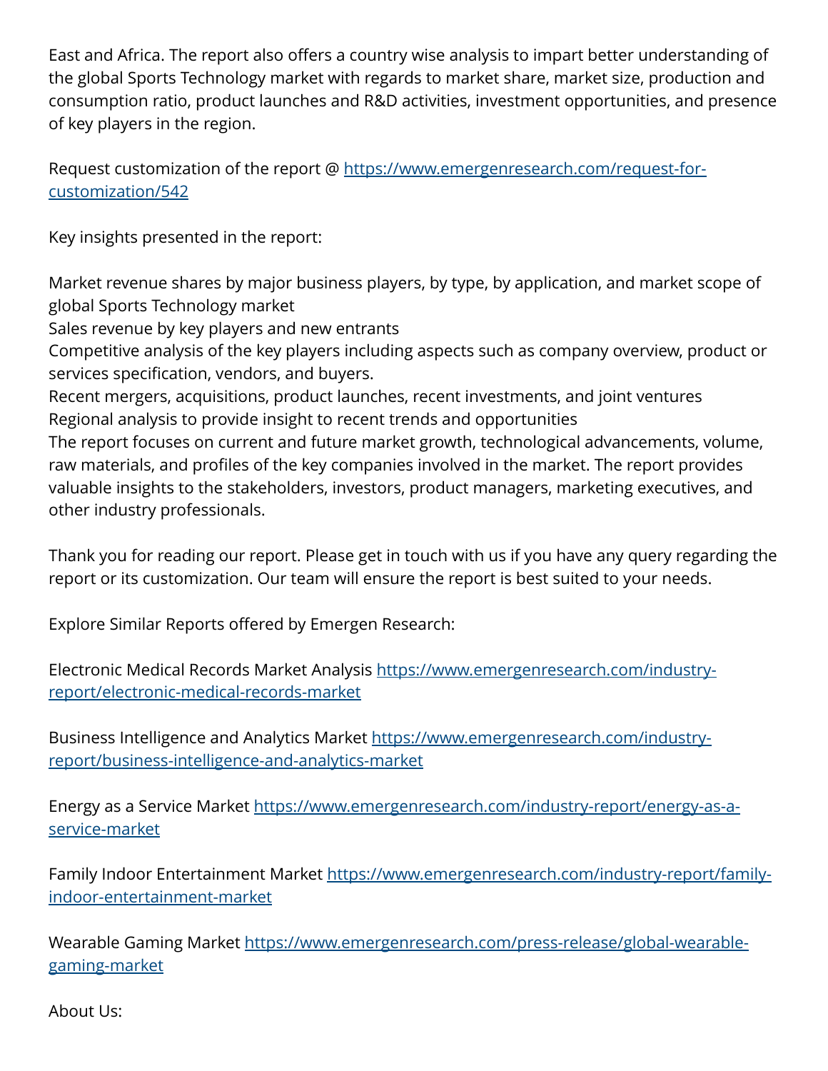East and Africa. The report also offers a country wise analysis to impart better understanding of the global Sports Technology market with regards to market share, market size, production and consumption ratio, product launches and R&D activities, investment opportunities, and presence of key players in the region.

Request customization of the report @ [https://www.emergenresearch.com/request-for-customization/542](https://www.emergenresearch.com/request-for-customization/542)

Key insights presented in the report:

Market revenue shares by major business players, by type, by application, and market scope of global Sports Technology market
Sales revenue by key players and new entrants
Competitive analysis of the key players including aspects such as company overview, product or services specification, vendors, and buyers.
Recent mergers, acquisitions, product launches, recent investments, and joint ventures
Regional analysis to provide insight to recent trends and opportunities
The report focuses on current and future market growth, technological advancements, volume, raw materials, and profiles of the key companies involved in the market. The report provides valuable insights to the stakeholders, investors, product managers, marketing executives, and other industry professionals.

Thank you for reading our report. Please get in touch with us if you have any query regarding the report or its customization. Our team will ensure the report is best suited to your needs.

Explore Similar Reports offered by Emergen Research:

Electronic Medical Records Market Analysis [https://www.emergenresearch.com/industry-report/electronic-medical-records-market](https://www.emergenresearch.com/industry-report/electronic-medical-records-market)

Business Intelligence and Analytics Market [https://www.emergenresearch.com/industry-report/business-intelligence-and-analytics-market](https://www.emergenresearch.com/industry-report/business-intelligence-and-analytics-market)

Energy as a Service Market [https://www.emergenresearch.com/industry-report/energy-as-a-service-market](https://www.emergenresearch.com/industry-report/energy-as-a-service-market)

Family Indoor Entertainment Market [https://www.emergenresearch.com/industry-report/family-indoor-entertainment-market](https://www.emergenresearch.com/industry-report/family-indoor-entertainment-market)

Wearable Gaming Market [https://www.emergenresearch.com/press-release/global-wearable-gaming-market](https://www.emergenresearch.com/press-release/global-wearable-gaming-market)

About Us: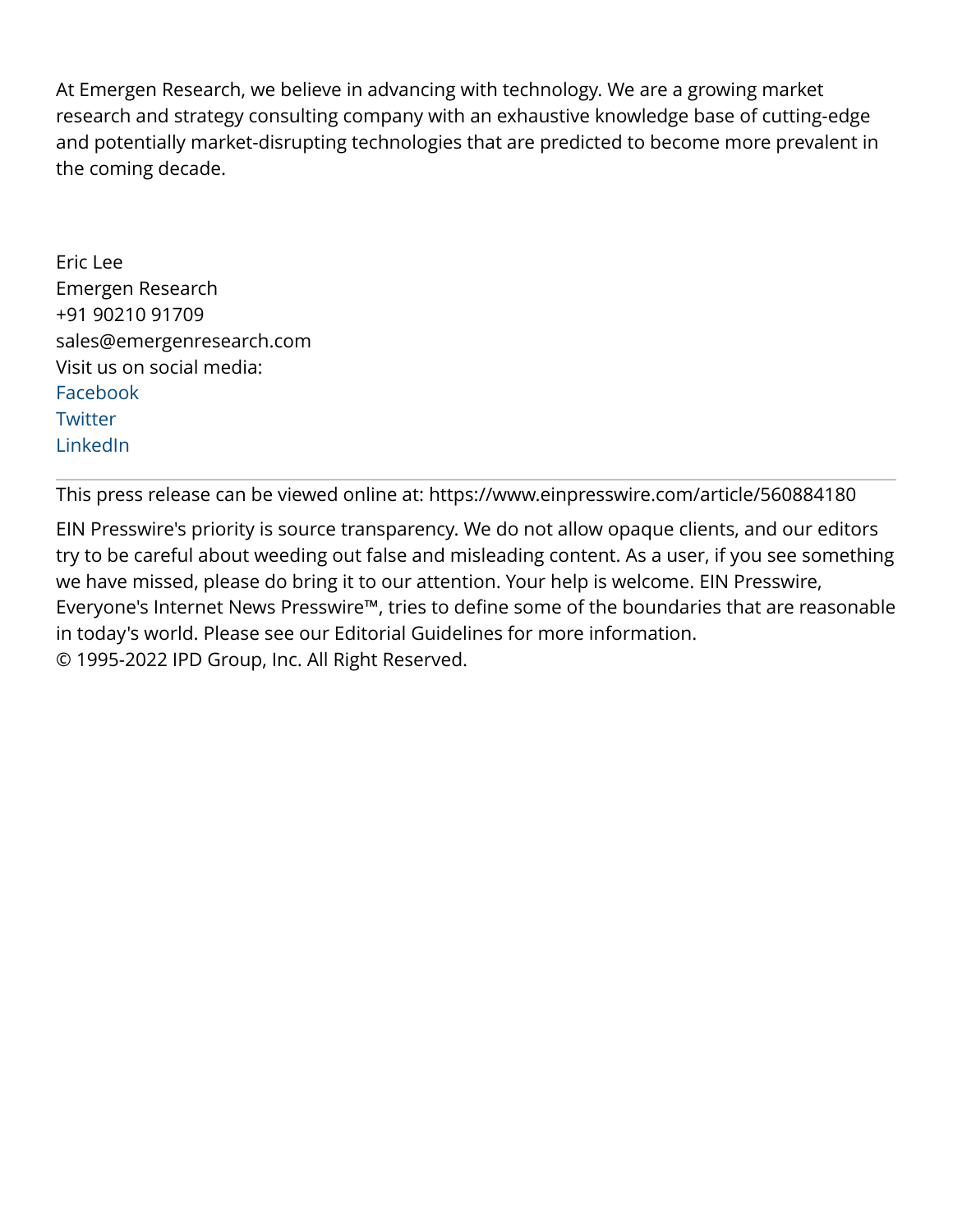At Emergen Research, we believe in advancing with technology. We are a growing market research and strategy consulting company with an exhaustive knowledge base of cutting-edge and potentially market-disrupting technologies that are predicted to become more prevalent in the coming decade.

Eric Lee
Emergen Research
+91 90210 91709
sales@emergenresearch.com
Visit us on social media:
Facebook
Twitter
LinkedIn

---

This press release can be viewed online at: https://www.einpresswire.com/article/560884180

EIN Presswire's priority is source transparency. We do not allow opaque clients, and our editors try to be careful about weeding out false and misleading content. As a user, if you see something we have missed, please do bring it to our attention. Your help is welcome. EIN Presswire, Everyone's Internet News Presswire™, tries to define some of the boundaries that are reasonable in today's world. Please see our Editorial Guidelines for more information.
© 1995-2022 IPD Group, Inc. All Right Reserved.